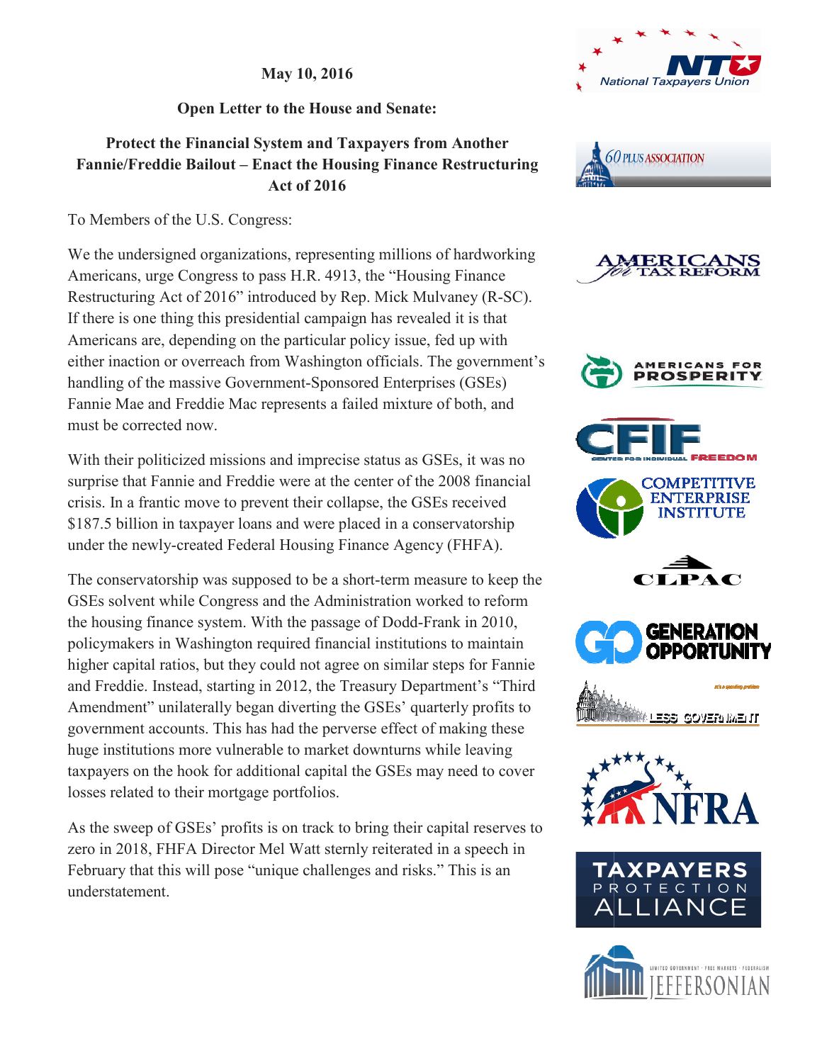May 10, 2016

**Open Letter to the House and Senate:**

**Protect the Financial System and Taxpayers from Another Fannie/Freddie Bailout – Enact the Housing Finance Restructuring Act of 2016**

To Members of the U.S. Congress:

We the undersigned organizations, representing millions of hardworking Americans, urge Congress to pass H.R. 4913, the "Housing Finance Restructuring Act of 2016" introduced by Rep. Mick Mulvaney (R-SC). If there is one thing this presidential campaign has revealed it is that Americans are, depending on the particular policy issue, fed up with either inaction or overreach from Washington officials. The government's handling of the massive Government-Sponsored Enterprises (GSEs) Fannie Mae and Freddie Mac represents a failed mixture of both, and must be corrected now.

With their politicized missions and imprecise status as GSEs, it was no surprise that Fannie and Freddie were at the center of the 2008 financial crisis. In a frantic move to prevent their collapse, the GSEs received $187.5 billion in taxpayer loans and were placed in a conservatorship under the newly-created Federal Housing Finance Agency (FHFA).

The conservatorship was supposed to be a short-term measure to keep the GSEs solvent while Congress and the Administration worked to reform the housing finance system. With the passage of Dodd-Frank in 2010, policymakers in Washington required financial institutions to maintain higher capital ratios, but they could not agree on similar steps for Fannie and Freddie. Instead, starting in 2012, the Treasury Department's "Third Amendment" unilaterally began diverting the GSEs' quarterly profits to government accounts. This has had the perverse effect of making these huge institutions more vulnerable to market downturns while leaving taxpayers on the hook for additional capital the GSEs may need to cover losses related to their mortgage portfolios.

As the sweep of GSEs' profits is on track to bring their capital reserves to zero in 2018, FHFA Director Mel Watt sternly reiterated in a speech in February that this will pose "unique challenges and risks." This is an understatement.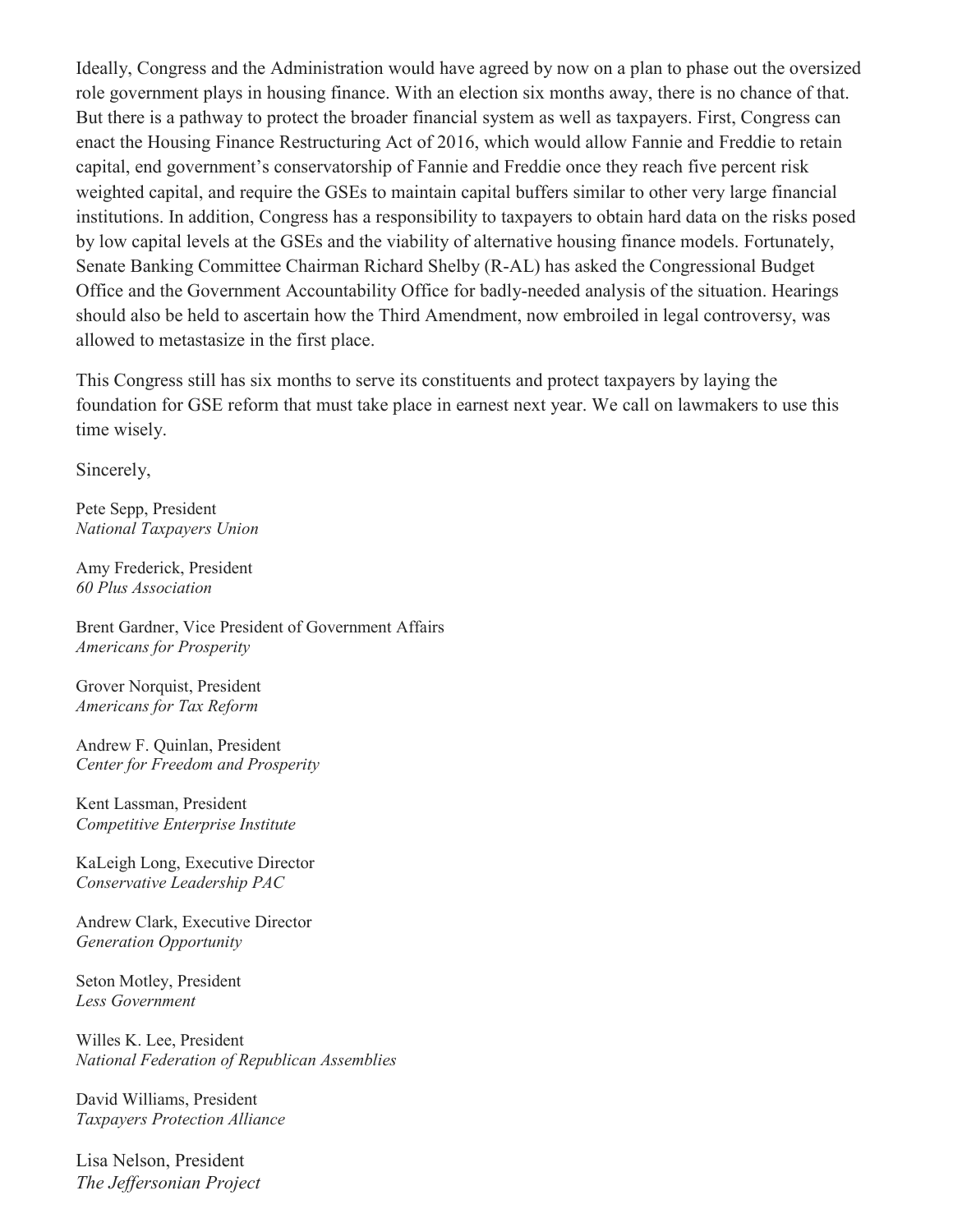Ideally, Congress and the Administration would have agreed by now on a plan to phase out the oversized role government plays in housing finance. With an election six months away, there is no chance of that. But there is a pathway to protect the broader financial system as well as taxpayers. First, Congress can enact the Housing Finance Restructuring Act of 2016, which would allow Fannie and Freddie to retain capital, end government's conservatorship of Fannie and Freddie once they reach five percent risk weighted capital, and require the GSEs to maintain capital buffers similar to other very large financial institutions. In addition, Congress has a responsibility to taxpayers to obtain hard data on the risks posed by low capital levels at the GSEs and the viability of alternative housing finance models. Fortunately, Senate Banking Committee Chairman Richard Shelby (R-AL) has asked the Congressional Budget Office and the Government Accountability Office for badly-needed analysis of the situation. Hearings should also be held to ascertain how the Third Amendment, now embroiled in legal controversy, was allowed to metastasize in the first place.

This Congress still has six months to serve its constituents and protect taxpayers by laying the foundation for GSE reform that must take place in earnest next year. We call on lawmakers to use this time wisely.

Sincerely,

Pete Sepp, President
*National Taxpayers Union*

Amy Frederick, President
*60 Plus Association*

Brent Gardner, Vice President of Government Affairs
*Americans for Prosperity*

Grover Norquist, President
*Americans for Tax Reform*

Andrew F. Quinlan, President
*Center for Freedom and Prosperity*

Kent Lassman, President
*Competitive Enterprise Institute*

KaLeigh Long, Executive Director
*Conservative Leadership PAC*

Andrew Clark, Executive Director
*Generation Opportunity*

Seton Motley, President
*Less Government*

Willes K. Lee, President
*National Federation of Republican Assemblies*

David Williams, President
*Taxpayers Protection Alliance*

Lisa Nelson, President
*The Jeffersonian Project*